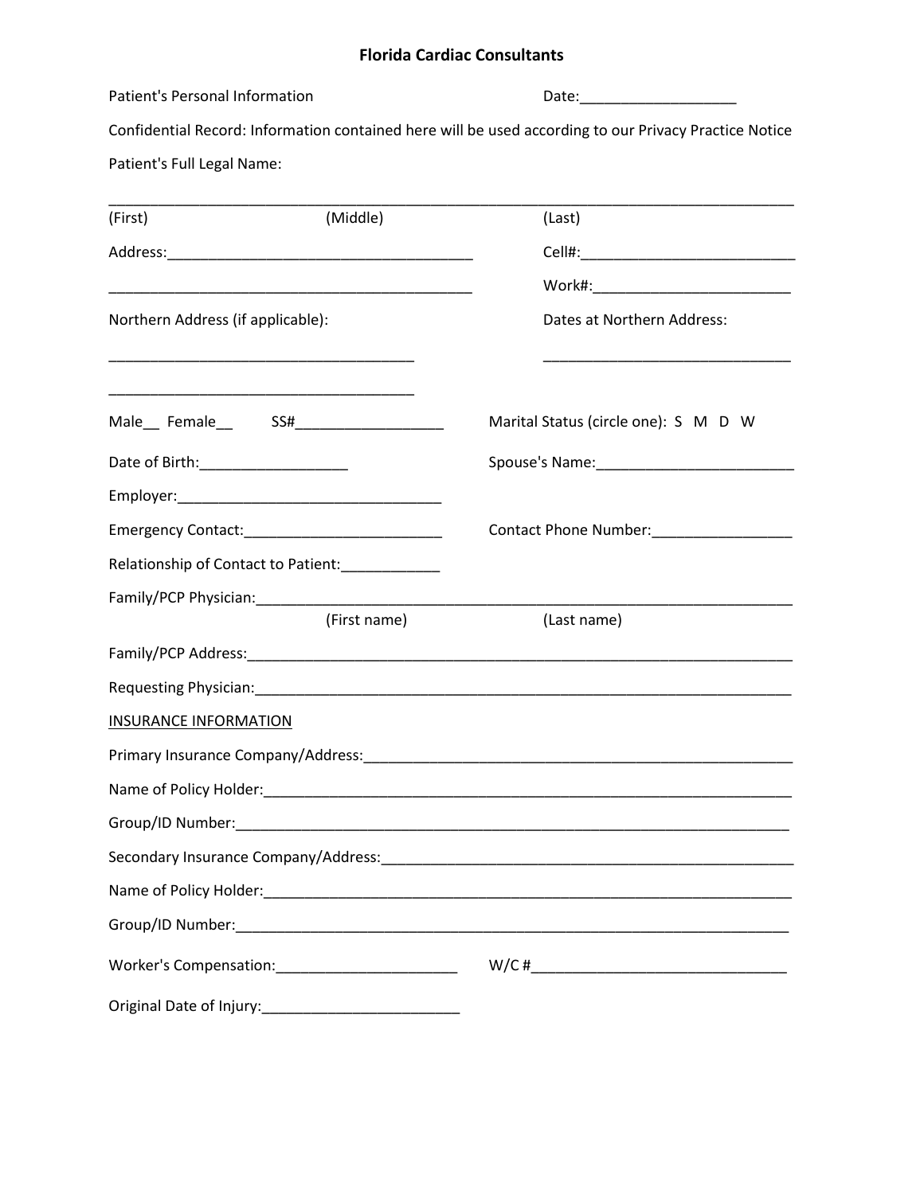# Florida Cardiac Consultants

Patient's Personal Information                                        Date:___________________

Confidential Record: Information contained here will be used according to our Privacy Practice Notice

Patient's Full Legal Name:

______________________________________________________________________________

(First)                    (Middle)                    (Last)

Address:_____________________________________    Cell#:__________________________

_____________________________________________    Work#:_________________________

Northern Address (if applicable):                    Dates at Northern Address:

_____________________________________            ______________________________

_____________________________________

Male__ Female__    SS#__________________    Marital Status (circle one): S M D W

Date of Birth:__________________    Spouse's Name:________________________

Employer:________________________________

Emergency Contact:________________________    Contact Phone Number:_________________

Relationship of Contact to Patient:____________

Family/PCP Physician:__________________________________________________________

(First name)                    (Last name)

Family/PCP Address:____________________________________________________________

Requesting Physician:___________________________________________________________

<u>INSURANCE INFORMATION</u>

Primary Insurance Company/Address:_____________________________________________

Name of Policy Holder:___________________________________________________________

Group/ID Number:_______________________________________________________________

Secondary Insurance Company/Address:___________________________________________

Name of Policy Holder:___________________________________________________________

Group/ID Number:_______________________________________________________________

Worker's Compensation:______________________    W/C #______________________________

Original Date of Injury:________________________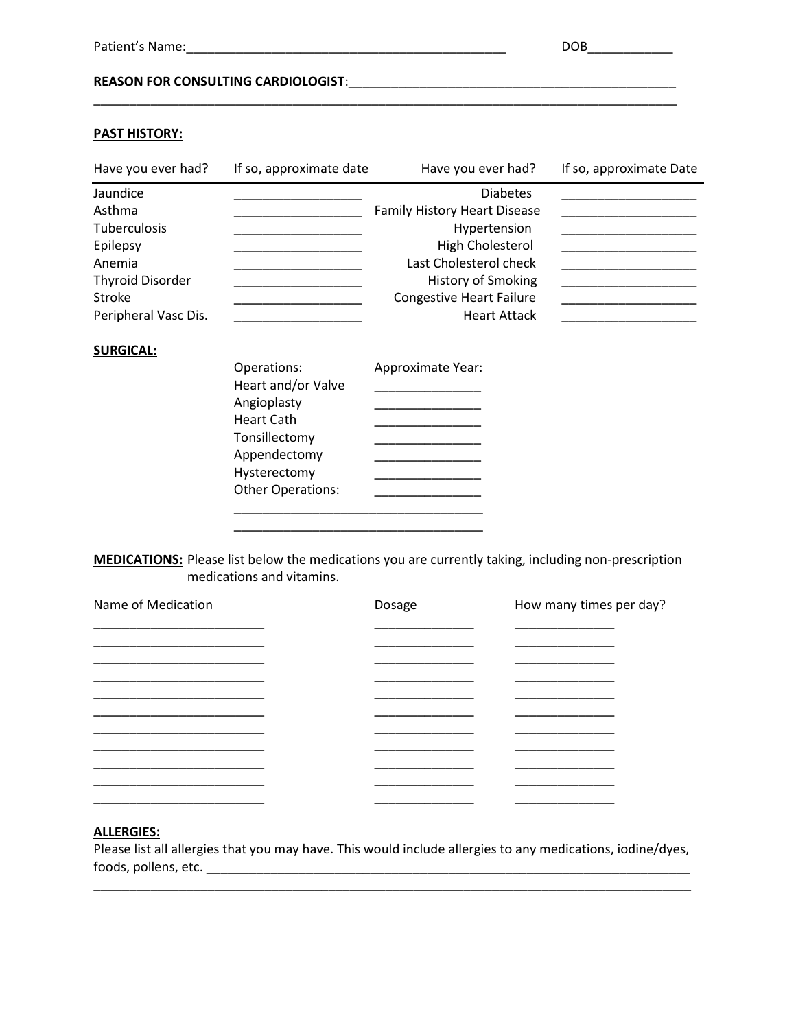Patient's Name:_______________________________________________ DOB____________

**REASON FOR CONSULTING CARDIOLOGIST**:_________________________________________________

________________________________________________________________________________________

**PAST HISTORY:**

| Have you ever had? | If so, approximate date | Have you ever had? | If so, approximate Date |
|---|---|---|---|
| Jaundice | __________________ | Diabetes | ___________________ |
| Asthma | __________________ | Family History Heart Disease | ___________________ |
| Tuberculosis | __________________ | Hypertension | ___________________ |
| Epilepsy | __________________ | High Cholesterol | ___________________ |
| Anemia | __________________ | Last Cholesterol check | ___________________ |
| Thyroid Disorder | __________________ | History of Smoking | ___________________ |
| Stroke | __________________ | Congestive Heart Failure | ___________________ |
| Peripheral Vasc Dis. | __________________ | Heart Attack | ___________________ |

**SURGICAL:**

| Operations: | Approximate Year: |
|---|---|
| Heart and/or Valve | _______________ |
| Angioplasty | _______________ |
| Heart Cath | _______________ |
| Tonsillectomy | _______________ |
| Appendectomy | _______________ |
| Hysterectomy | _______________ |
| Other Operations: | _______________ |

___________________________________

___________________________________

**MEDICATIONS:** Please list below the medications you are currently taking, including non-prescription medications and vitamins.

| Name of Medication | Dosage | How many times per day? |
|---|---|---|
| ________________________ | ______________ | ______________ |
| ________________________ | ______________ | ______________ |
| ________________________ | ______________ | ______________ |
| ________________________ | ______________ | ______________ |
| ________________________ | ______________ | ______________ |
| ________________________ | ______________ | ______________ |
| ________________________ | ______________ | ______________ |
| ________________________ | ______________ | ______________ |
| ________________________ | ______________ | ______________ |
| ________________________ | ______________ | ______________ |
| ________________________ | ______________ | ______________ |

**ALLERGIES:**

Please list all allergies that you may have. This would include allergies to any medications, iodine/dyes, foods, pollens, etc. ________________________________________________________________________

________________________________________________________________________________________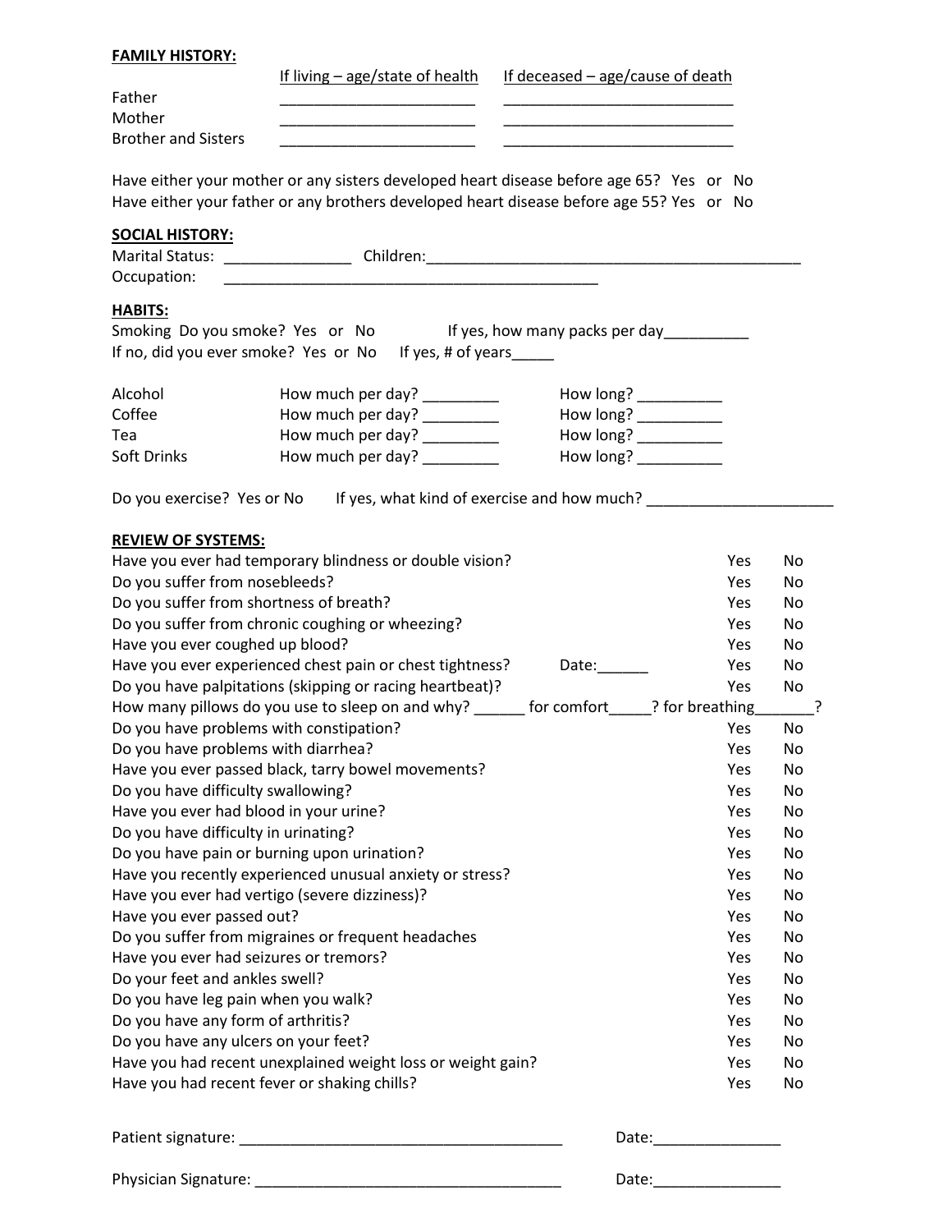**FAMILY HISTORY:**

| | If living – age/state of health | If deceased – age/cause of death |
|---|---|---|
| Father | ______________________ | __________________________ |
| Mother | ______________________ | __________________________ |
| Brother and Sisters | ______________________ | __________________________ |

Have either your mother or any sisters developed heart disease before age 65? Yes or No
Have either your father or any brothers developed heart disease before age 55? Yes or No

**SOCIAL HISTORY:**

Marital Status: ______________ Children:__________________________________________
Occupation: __________________________________________

**HABITS:**

Smoking Do you smoke? Yes or No If yes, how many packs per day__________
If no, did you ever smoke? Yes or No If yes, # of years_____

| | | |
|---|---|---|
| Alcohol | How much per day? _________ | How long? __________ |
| Coffee | How much per day? _________ | How long? __________ |
| Tea | How much per day? _________ | How long? __________ |
| Soft Drinks | How much per day? _________ | How long? __________ |

Do you exercise? Yes or No If yes, what kind of exercise and how much? ______________________

**REVIEW OF SYSTEMS:**

| | | |
|---|---|---|
| Have you ever had temporary blindness or double vision? | Yes | No |
| Do you suffer from nosebleeds? | Yes | No |
| Do you suffer from shortness of breath? | Yes | No |
| Do you suffer from chronic coughing or wheezing? | Yes | No |
| Have you ever coughed up blood? | Yes | No |
| Have you ever experienced chest pain or chest tightness? Date:______ | Yes | No |
| Do you have palpitations (skipping or racing heartbeat)? | Yes | No |
| How many pillows do you use to sleep on and why? ______ for comfort_____? for breathing_______? | | |
| Do you have problems with constipation? | Yes | No |
| Do you have problems with diarrhea? | Yes | No |
| Have you ever passed black, tarry bowel movements? | Yes | No |
| Do you have difficulty swallowing? | Yes | No |
| Have you ever had blood in your urine? | Yes | No |
| Do you have difficulty in urinating? | Yes | No |
| Do you have pain or burning upon urination? | Yes | No |
| Have you recently experienced unusual anxiety or stress? | Yes | No |
| Have you ever had vertigo (severe dizziness)? | Yes | No |
| Have you ever passed out? | Yes | No |
| Do you suffer from migraines or frequent headaches | Yes | No |
| Have you ever had seizures or tremors? | Yes | No |
| Do your feet and ankles swell? | Yes | No |
| Do you have leg pain when you walk? | Yes | No |
| Do you have any form of arthritis? | Yes | No |
| Do you have any ulcers on your feet? | Yes | No |
| Have you had recent unexplained weight loss or weight gain? | Yes | No |
| Have you had recent fever or shaking chills? | Yes | No |

Patient signature: ____________________________________ Date:_______________

Physician Signature: __________________________________ Date:_______________